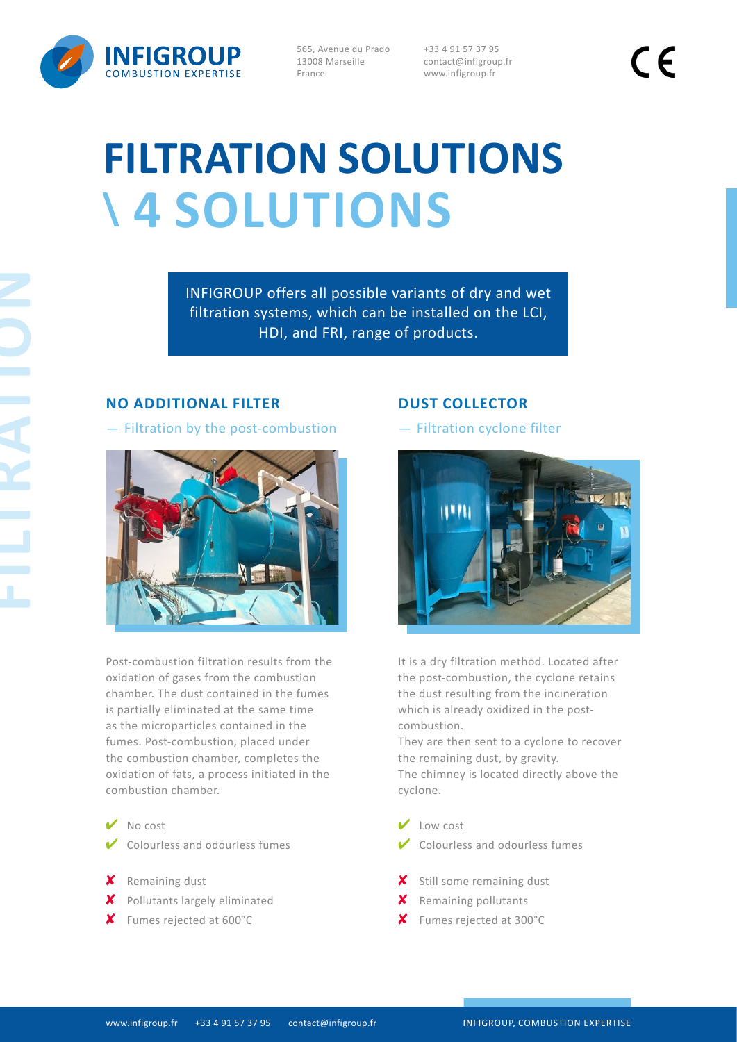# FILTRATION SOLUTIONS \ 4 SOLUTIONS

INFIGROUP offers all possible variants of dry and wet filtration systems, which can be installed on the LCI, HDI, and FRI, range of products.

## NO ADDITIONAL FILTER

— Filtration by the post-combustion

Post-combustion filtration results from the oxidation of gases from the combustion chamber. The dust contained in the fumes is partially eliminated at the same time as the microparticles contained in the fumes. Post-combustion, placed under the combustion chamber, completes the oxidation of fats, a process initiated in the combustion chamber.

- ✔ No cost
- ✔ Colourless and odourless fumes

- ✘ Remaining dust
- ✘ Pollutants largely eliminated
- ✘ Fumes rejected at 600°C

## DUST COLLECTOR

— Filtration cyclone filter

It is a dry filtration method. Located after the post-combustion, the cyclone retains the dust resulting from the incineration which is already oxidized in the post-combustion.
They are then sent to a cyclone to recover the remaining dust, by gravity.
The chimney is located directly above the cyclone.

- ✔ Low cost
- ✔ Colourless and odourless fumes

- ✘ Still some remaining dust
- ✘ Remaining pollutants
- ✘ Fumes rejected at 300°C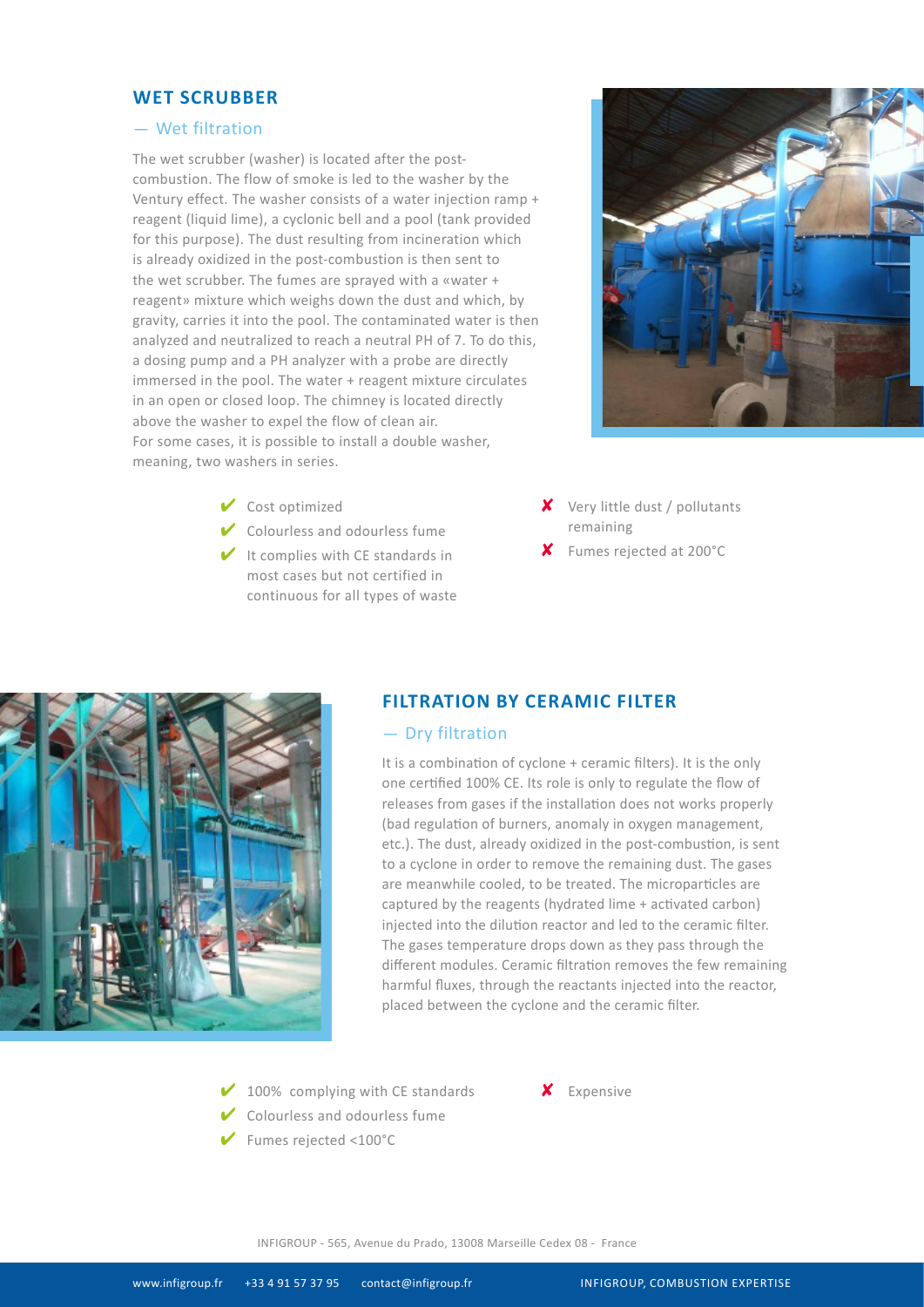## WET SCRUBBER

### — Wet filtration

The wet scrubber (washer) is located after the post-combustion. The flow of smoke is led to the washer by the Ventury effect. The washer consists of a water injection ramp + reagent (liquid lime), a cyclonic bell and a pool (tank provided for this purpose). The dust resulting from incineration which is already oxidized in the post-combustion is then sent to the wet scrubber. The fumes are sprayed with a «water + reagent» mixture which weighs down the dust and which, by gravity, carries it into the pool. The contaminated water is then analyzed and neutralized to reach a neutral PH of 7. To do this, a dosing pump and a PH analyzer with a probe are directly immersed in the pool. The water + reagent mixture circulates in an open or closed loop. The chimney is located directly above the washer to expel the flow of clean air.
For some cases, it is possible to install a double washer, meaning, two washers in series.

- ✔ Cost optimized
- ✔ Colourless and odourless fume
- ✔ It complies with CE standards in most cases but not certified in continuous for all types of waste

- ✘ Very little dust / pollutants remaining
- ✘ Fumes rejected at 200°C

## FILTRATION BY CERAMIC FILTER

### — Dry filtration

It is a combination of cyclone + ceramic filters). It is the only one certified 100% CE. Its role is only to regulate the flow of releases from gases if the installation does not works properly (bad regulation of burners, anomaly in oxygen management, etc.). The dust, already oxidized in the post-combustion, is sent to a cyclone in order to remove the remaining dust. The gases are meanwhile cooled, to be treated. The microparticles are captured by the reagents (hydrated lime + activated carbon) injected into the dilution reactor and led to the ceramic filter. The gases temperature drops down as they pass through the different modules. Ceramic filtration removes the few remaining harmful fluxes, through the reactants injected into the reactor, placed between the cyclone and the ceramic filter.

- ✔ 100% complying with CE standards
- ✔ Colourless and odourless fume
- ✔ Fumes rejected <100°C

- ✘ Expensive

INFIGROUP - 565, Avenue du Prado, 13008 Marseille Cedex 08 - France

www.infigroup.fr +33 4 91 57 37 95 contact@infigroup.fr INFIGROUP, COMBUSTION EXPERTISE